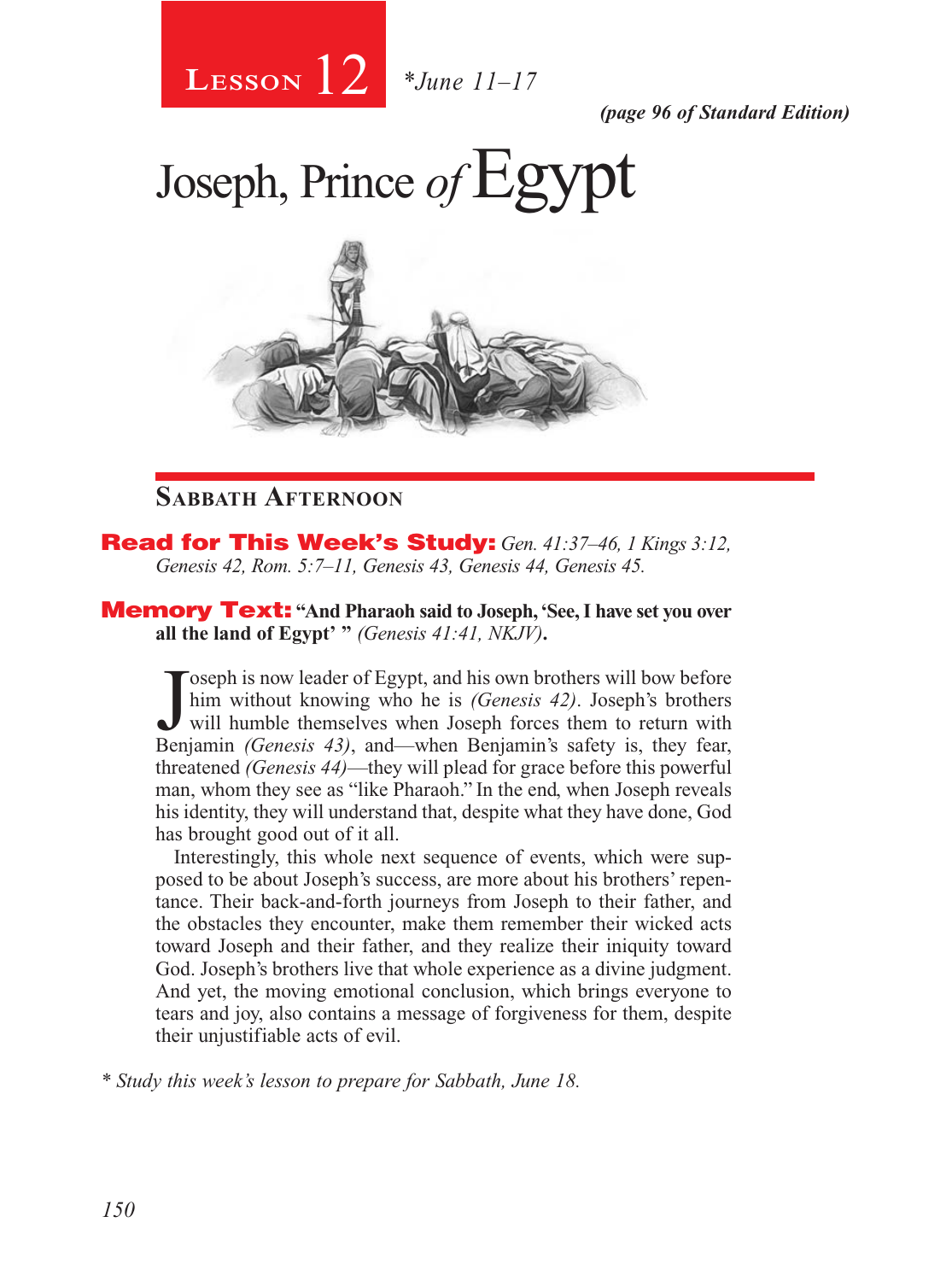# Lesson 12 *June 11–17

*(page 96 of Standard Edition)*

# Joseph, Prince *of* Egypt

## Sabbath Afternoon

**Read for This Week's Study:** *Gen. 41:37–46, 1 Kings 3:12, Genesis 42, Rom. 5:7–11, Genesis 43, Genesis 44, Genesis 45.*

**Memory Text:** **"And Pharaoh said to Joseph, 'See, I have set you over all the land of Egypt' "** *(Genesis 41:41, NKJV)***.**

Joseph is now leader of Egypt, and his own brothers will bow before him without knowing who he is *(Genesis 42)*. Joseph's brothers will humble themselves when Joseph forces them to return with Benjamin *(Genesis 43)*, and—when Benjamin's safety is, they fear, threatened *(Genesis 44)*—they will plead for grace before this powerful man, whom they see as "like Pharaoh." In the end, when Joseph reveals his identity, they will understand that, despite what they have done, God has brought good out of it all.

Interestingly, this whole next sequence of events, which were supposed to be about Joseph's success, are more about his brothers' repentance. Their back-and-forth journeys from Joseph to their father, and the obstacles they encounter, make them remember their wicked acts toward Joseph and their father, and they realize their iniquity toward God. Joseph's brothers live that whole experience as a divine judgment. And yet, the moving emotional conclusion, which brings everyone to tears and joy, also contains a message of forgiveness for them, despite their unjustifiable acts of evil.

*\* Study this week's lesson to prepare for Sabbath, June 18.*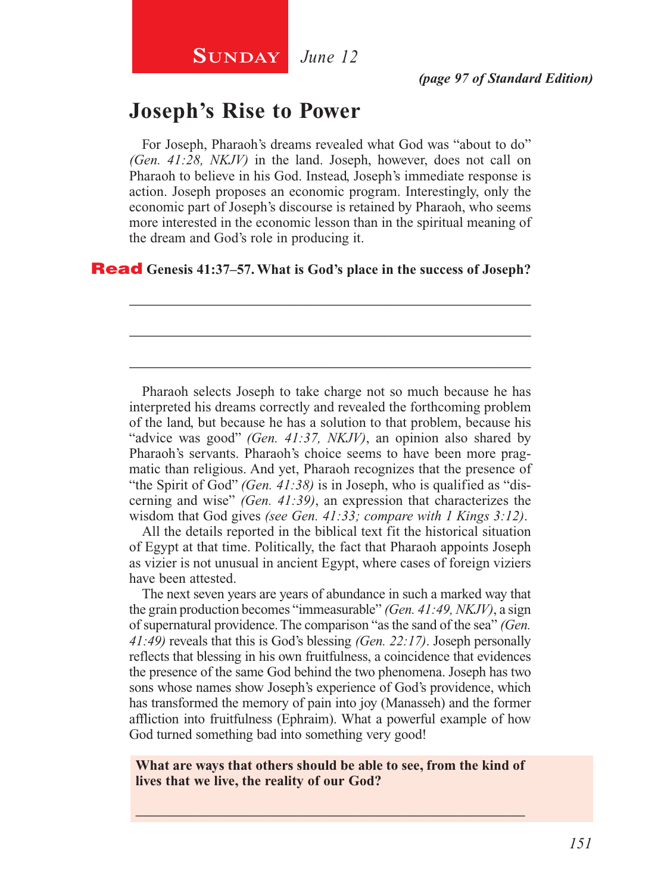**Sunday** *June 12*

*(page 97 of Standard Edition)*

## Joseph's Rise to Power

For Joseph, Pharaoh's dreams revealed what God was "about to do" *(Gen. 41:28, NKJV)* in the land. Joseph, however, does not call on Pharaoh to believe in his God. Instead, Joseph's immediate response is action. Joseph proposes an economic program. Interestingly, only the economic part of Joseph's discourse is retained by Pharaoh, who seems more interested in the economic lesson than in the spiritual meaning of the dream and God's role in producing it.

**Read Genesis 41:37–57. What is God's place in the success of Joseph?**

\_\_\_\_\_\_\_\_\_\_\_\_\_\_\_\_\_\_\_\_\_\_\_\_\_\_\_\_\_\_\_\_\_\_\_\_\_\_\_\_\_\_\_\_\_\_\_\_\_\_\_\_\_\_\_\_\_\_\_\_

\_\_\_\_\_\_\_\_\_\_\_\_\_\_\_\_\_\_\_\_\_\_\_\_\_\_\_\_\_\_\_\_\_\_\_\_\_\_\_\_\_\_\_\_\_\_\_\_\_\_\_\_\_\_\_\_\_\_\_\_

\_\_\_\_\_\_\_\_\_\_\_\_\_\_\_\_\_\_\_\_\_\_\_\_\_\_\_\_\_\_\_\_\_\_\_\_\_\_\_\_\_\_\_\_\_\_\_\_\_\_\_\_\_\_\_\_\_\_\_\_

Pharaoh selects Joseph to take charge not so much because he has interpreted his dreams correctly and revealed the forthcoming problem of the land, but because he has a solution to that problem, because his "advice was good" *(Gen. 41:37, NKJV)*, an opinion also shared by Pharaoh's servants. Pharaoh's choice seems to have been more pragmatic than religious. And yet, Pharaoh recognizes that the presence of "the Spirit of God" *(Gen. 41:38)* is in Joseph, who is qualified as "discerning and wise" *(Gen. 41:39)*, an expression that characterizes the wisdom that God gives *(see Gen. 41:33; compare with 1 Kings 3:12)*.

All the details reported in the biblical text fit the historical situation of Egypt at that time. Politically, the fact that Pharaoh appoints Joseph as vizier is not unusual in ancient Egypt, where cases of foreign viziers have been attested.

The next seven years are years of abundance in such a marked way that the grain production becomes "immeasurable" *(Gen. 41:49, NKJV)*, a sign of supernatural providence. The comparison "as the sand of the sea" *(Gen. 41:49)* reveals that this is God's blessing *(Gen. 22:17)*. Joseph personally reflects that blessing in his own fruitfulness, a coincidence that evidences the presence of the same God behind the two phenomena. Joseph has two sons whose names show Joseph's experience of God's providence, which has transformed the memory of pain into joy (Manasseh) and the former affliction into fruitfulness (Ephraim). What a powerful example of how God turned something bad into something very good!

**What are ways that others should be able to see, from the kind of lives that we live, the reality of our God?**

\_\_\_\_\_\_\_\_\_\_\_\_\_\_\_\_\_\_\_\_\_\_\_\_\_\_\_\_\_\_\_\_\_\_\_\_\_\_\_\_\_\_\_\_\_\_\_\_\_\_\_\_\_\_\_\_\_\_\_\_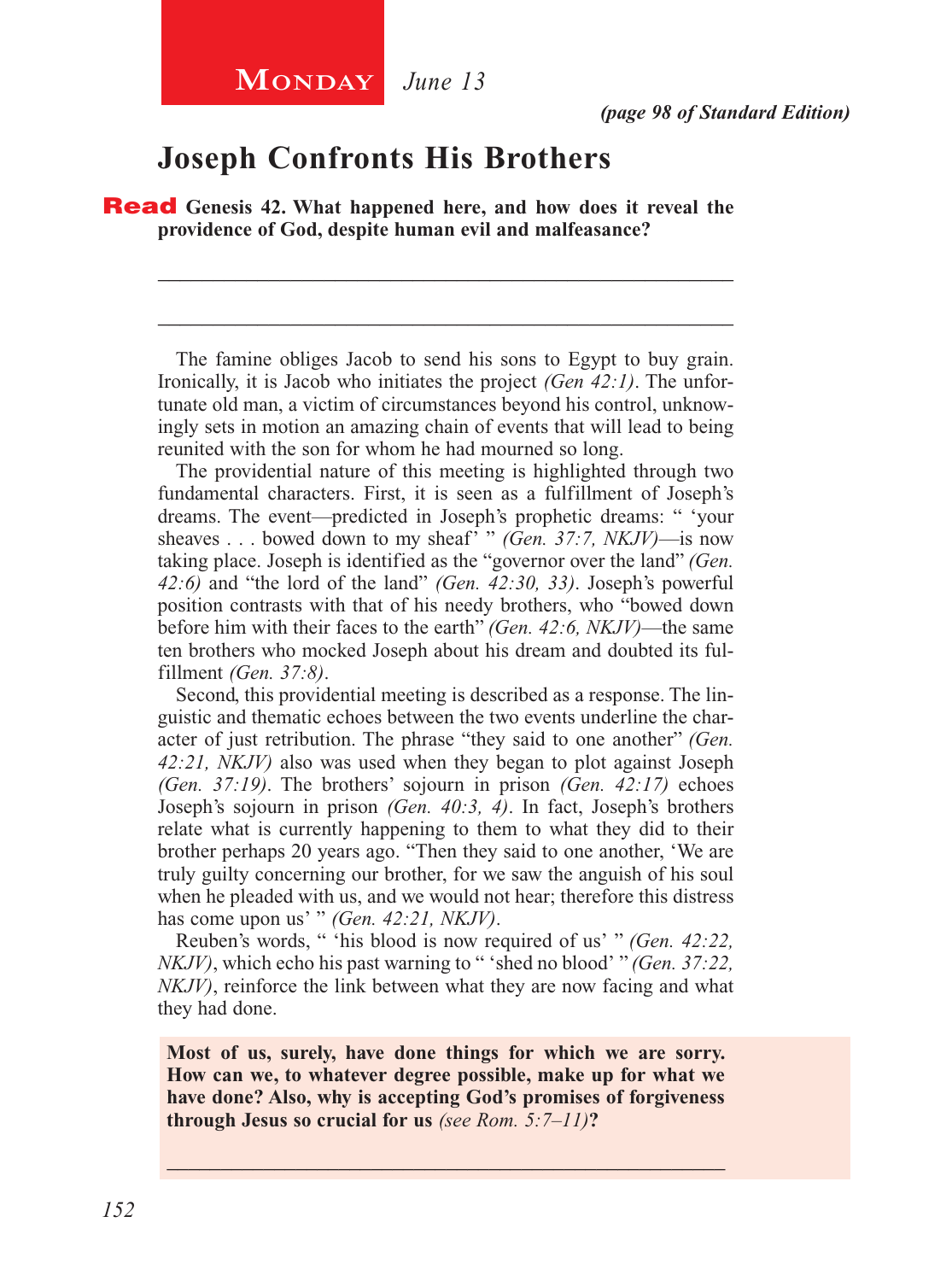**Monday** *June 13*

*(page 98 of Standard Edition)*

# Joseph Confronts His Brothers

**Read Genesis 42. What happened here, and how does it reveal the providence of God, despite human evil and malfeasance?**

_______________________________________________________________

_______________________________________________________________

The famine obliges Jacob to send his sons to Egypt to buy grain. Ironically, it is Jacob who initiates the project *(Gen 42:1)*. The unfortunate old man, a victim of circumstances beyond his control, unknowingly sets in motion an amazing chain of events that will lead to being reunited with the son for whom he had mourned so long.

The providential nature of this meeting is highlighted through two fundamental characters. First, it is seen as a fulfillment of Joseph's dreams. The event—predicted in Joseph's prophetic dreams: " 'your sheaves . . . bowed down to my sheaf' " *(Gen. 37:7, NKJV)*—is now taking place. Joseph is identified as the "governor over the land" *(Gen. 42:6)* and "the lord of the land" *(Gen. 42:30, 33)*. Joseph's powerful position contrasts with that of his needy brothers, who "bowed down before him with their faces to the earth" *(Gen. 42:6, NKJV)*—the same ten brothers who mocked Joseph about his dream and doubted its fulfillment *(Gen. 37:8)*.

Second, this providential meeting is described as a response. The linguistic and thematic echoes between the two events underline the character of just retribution. The phrase "they said to one another" *(Gen. 42:21, NKJV)* also was used when they began to plot against Joseph *(Gen. 37:19)*. The brothers' sojourn in prison *(Gen. 42:17)* echoes Joseph's sojourn in prison *(Gen. 40:3, 4)*. In fact, Joseph's brothers relate what is currently happening to them to what they did to their brother perhaps 20 years ago. "Then they said to one another, 'We are truly guilty concerning our brother, for we saw the anguish of his soul when he pleaded with us, and we would not hear; therefore this distress has come upon us' " *(Gen. 42:21, NKJV)*.

Reuben's words, " 'his blood is now required of us' " *(Gen. 42:22, NKJV)*, which echo his past warning to " 'shed no blood' " *(Gen. 37:22, NKJV)*, reinforce the link between what they are now facing and what they had done.

**Most of us, surely, have done things for which we are sorry. How can we, to whatever degree possible, make up for what we have done? Also, why is accepting God's promises of forgiveness through Jesus so crucial for us** *(see Rom. 5:7–11)***?**

_______________________________________________________________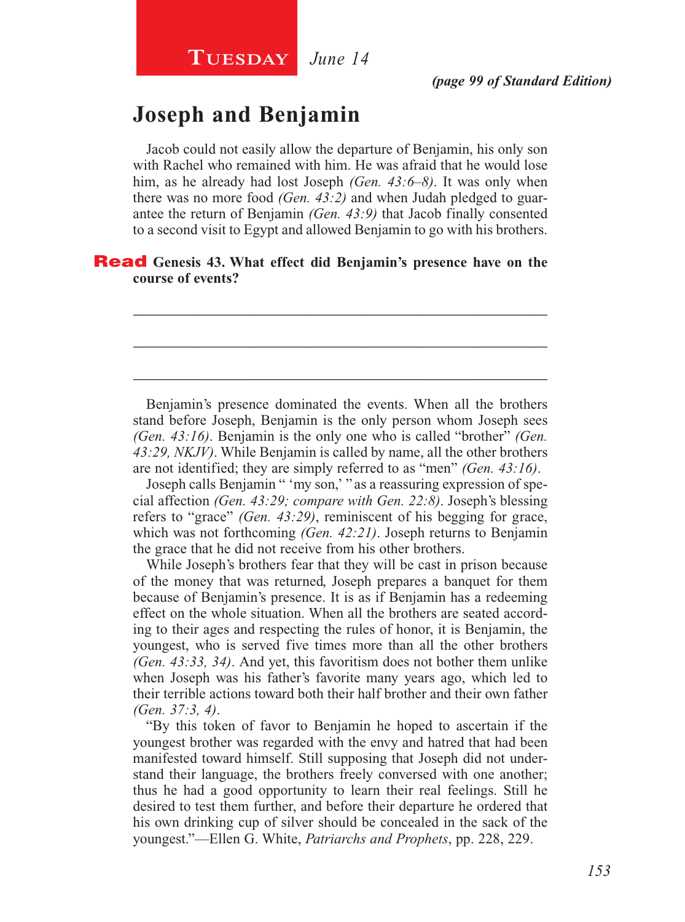**Tuesday** *June 14*

***(page 99 of Standard Edition)***

# Joseph and Benjamin

Jacob could not easily allow the departure of Benjamin, his only son with Rachel who remained with him. He was afraid that he would lose him, as he already had lost Joseph *(Gen. 43:6–8)*. It was only when there was no more food *(Gen. 43:2)* and when Judah pledged to guarantee the return of Benjamin *(Gen. 43:9)* that Jacob finally consented to a second visit to Egypt and allowed Benjamin to go with his brothers.

**Read Genesis 43. What effect did Benjamin's presence have on the course of events?**

\_\_\_\_\_\_\_\_\_\_\_\_\_\_\_\_\_\_\_\_\_\_\_\_\_\_\_\_\_\_\_\_\_\_\_\_\_\_\_\_\_\_\_\_\_\_\_\_\_\_\_\_\_\_\_\_

\_\_\_\_\_\_\_\_\_\_\_\_\_\_\_\_\_\_\_\_\_\_\_\_\_\_\_\_\_\_\_\_\_\_\_\_\_\_\_\_\_\_\_\_\_\_\_\_\_\_\_\_\_\_\_\_

\_\_\_\_\_\_\_\_\_\_\_\_\_\_\_\_\_\_\_\_\_\_\_\_\_\_\_\_\_\_\_\_\_\_\_\_\_\_\_\_\_\_\_\_\_\_\_\_\_\_\_\_\_\_\_\_

Benjamin's presence dominated the events. When all the brothers stand before Joseph, Benjamin is the only person whom Joseph sees *(Gen. 43:16)*. Benjamin is the only one who is called "brother" *(Gen. 43:29, NKJV)*. While Benjamin is called by name, all the other brothers are not identified; they are simply referred to as "men" *(Gen. 43:16)*.

Joseph calls Benjamin " 'my son,' " as a reassuring expression of special affection *(Gen. 43:29; compare with Gen. 22:8)*. Joseph's blessing refers to "grace" *(Gen. 43:29)*, reminiscent of his begging for grace, which was not forthcoming *(Gen. 42:21)*. Joseph returns to Benjamin the grace that he did not receive from his other brothers.

While Joseph's brothers fear that they will be cast in prison because of the money that was returned, Joseph prepares a banquet for them because of Benjamin's presence. It is as if Benjamin has a redeeming effect on the whole situation. When all the brothers are seated according to their ages and respecting the rules of honor, it is Benjamin, the youngest, who is served five times more than all the other brothers *(Gen. 43:33, 34)*. And yet, this favoritism does not bother them unlike when Joseph was his father's favorite many years ago, which led to their terrible actions toward both their half brother and their own father *(Gen. 37:3, 4)*.

"By this token of favor to Benjamin he hoped to ascertain if the youngest brother was regarded with the envy and hatred that had been manifested toward himself. Still supposing that Joseph did not understand their language, the brothers freely conversed with one another; thus he had a good opportunity to learn their real feelings. Still he desired to test them further, and before their departure he ordered that his own drinking cup of silver should be concealed in the sack of the youngest."—Ellen G. White, *Patriarchs and Prophets*, pp. 228, 229.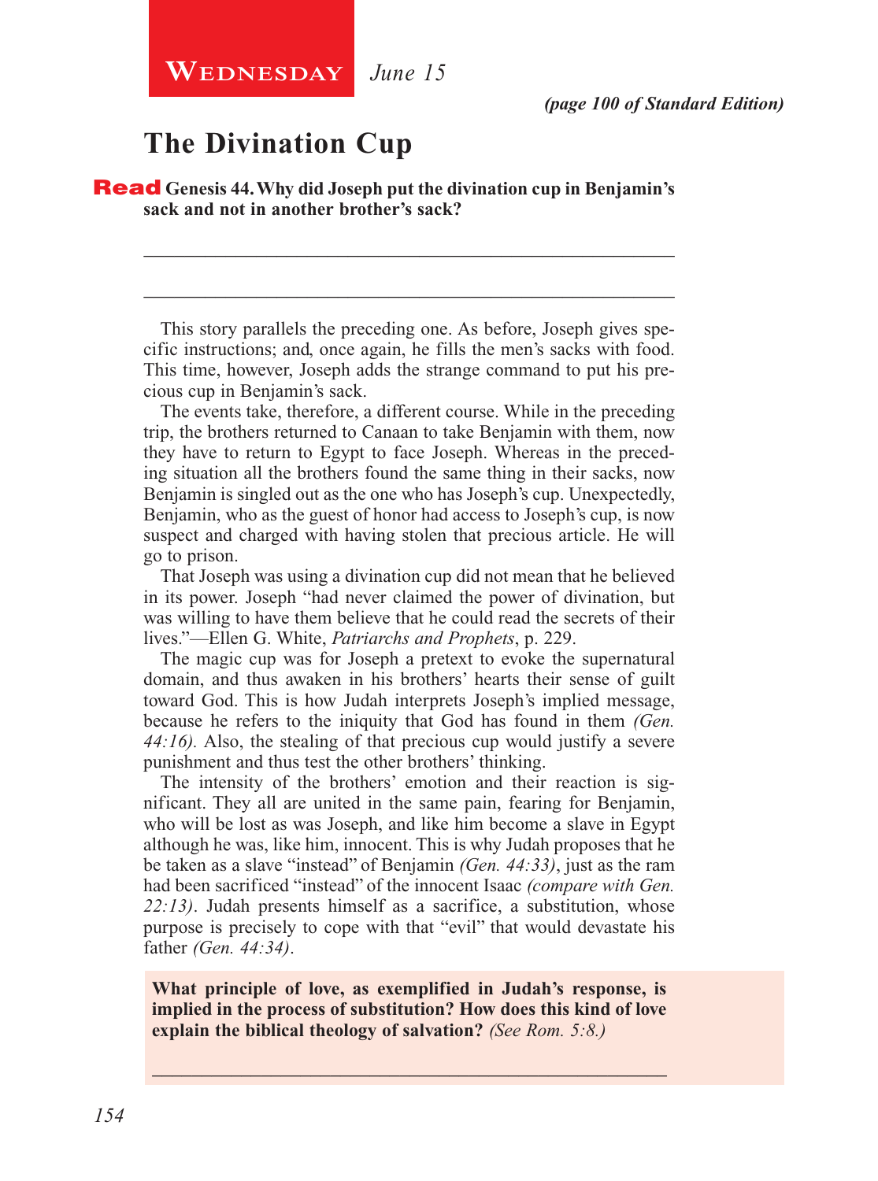**Wednesday** *June 15*

*(page 100 of Standard Edition)*

## The Divination Cup

**Read Genesis 44. Why did Joseph put the divination cup in Benjamin's sack and not in another brother's sack?**

_______________________________________________________

_______________________________________________________

This story parallels the preceding one. As before, Joseph gives specific instructions; and, once again, he fills the men's sacks with food. This time, however, Joseph adds the strange command to put his precious cup in Benjamin's sack.

The events take, therefore, a different course. While in the preceding trip, the brothers returned to Canaan to take Benjamin with them, now they have to return to Egypt to face Joseph. Whereas in the preceding situation all the brothers found the same thing in their sacks, now Benjamin is singled out as the one who has Joseph's cup. Unexpectedly, Benjamin, who as the guest of honor had access to Joseph's cup, is now suspect and charged with having stolen that precious article. He will go to prison.

That Joseph was using a divination cup did not mean that he believed in its power. Joseph "had never claimed the power of divination, but was willing to have them believe that he could read the secrets of their lives."—Ellen G. White, *Patriarchs and Prophets*, p. 229.

The magic cup was for Joseph a pretext to evoke the supernatural domain, and thus awaken in his brothers' hearts their sense of guilt toward God. This is how Judah interprets Joseph's implied message, because he refers to the iniquity that God has found in them *(Gen. 44:16).* Also, the stealing of that precious cup would justify a severe punishment and thus test the other brothers' thinking.

The intensity of the brothers' emotion and their reaction is significant. They all are united in the same pain, fearing for Benjamin, who will be lost as was Joseph, and like him become a slave in Egypt although he was, like him, innocent. This is why Judah proposes that he be taken as a slave "instead" of Benjamin *(Gen. 44:33)*, just as the ram had been sacrificed "instead" of the innocent Isaac *(compare with Gen. 22:13)*. Judah presents himself as a sacrifice, a substitution, whose purpose is precisely to cope with that "evil" that would devastate his father *(Gen. 44:34)*.

**What principle of love, as exemplified in Judah's response, is implied in the process of substitution? How does this kind of love explain the biblical theology of salvation?** *(See Rom. 5:8.)*

_______________________________________________________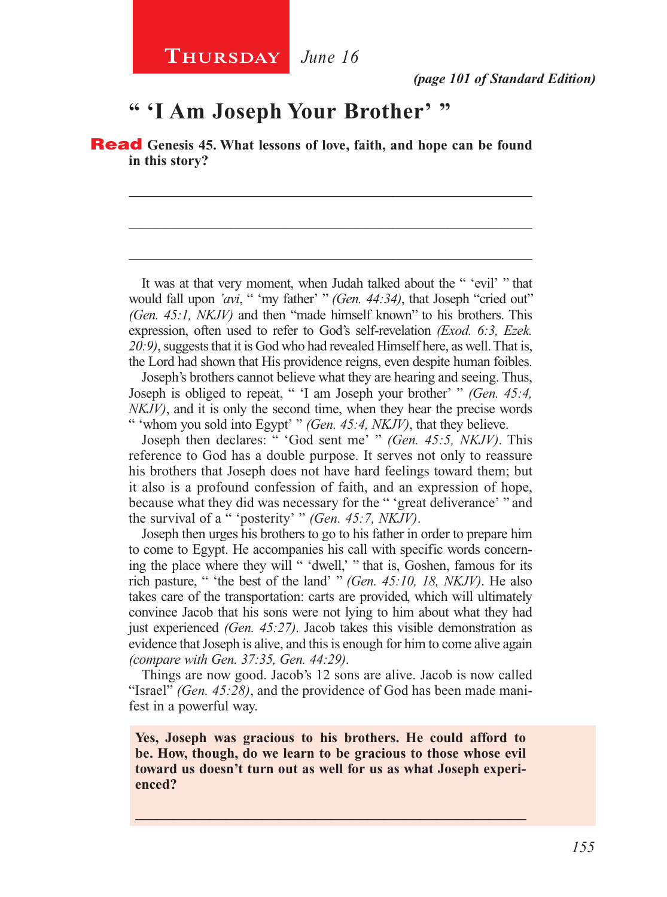**Thursday** *June 16*

***(page 101 of Standard Edition)***

## “ ‘I Am Joseph Your Brother’ ”

**Read Genesis 45. What lessons of love, faith, and hope can be found in this story?**

_______________________________________________

_______________________________________________

_______________________________________________

It was at that very moment, when Judah talked about the “ ‘evil’ ” that would fall upon *’avi*, “ ‘my father’ ” *(Gen. 44:34)*, that Joseph “cried out” *(Gen. 45:1, NKJV)* and then “made himself known” to his brothers. This expression, often used to refer to God’s self-revelation *(Exod. 6:3, Ezek. 20:9)*, suggests that it is God who had revealed Himself here, as well. That is, the Lord had shown that His providence reigns, even despite human foibles.

Joseph’s brothers cannot believe what they are hearing and seeing. Thus, Joseph is obliged to repeat, “ ‘I am Joseph your brother’ ” *(Gen. 45:4, NKJV)*, and it is only the second time, when they hear the precise words “ ‘whom you sold into Egypt’ ” *(Gen. 45:4, NKJV)*, that they believe.

Joseph then declares: “ ‘God sent me’ ” *(Gen. 45:5, NKJV)*. This reference to God has a double purpose. It serves not only to reassure his brothers that Joseph does not have hard feelings toward them; but it also is a profound confession of faith, and an expression of hope, because what they did was necessary for the “ ‘great deliverance’ ” and the survival of a “ ‘posterity’ ” *(Gen. 45:7, NKJV)*.

Joseph then urges his brothers to go to his father in order to prepare him to come to Egypt. He accompanies his call with specific words concerning the place where they will “ ‘dwell,’ ” that is, Goshen, famous for its rich pasture, “ ‘the best of the land’ ” *(Gen. 45:10, 18, NKJV)*. He also takes care of the transportation: carts are provided, which will ultimately convince Jacob that his sons were not lying to him about what they had just experienced *(Gen. 45:27)*. Jacob takes this visible demonstration as evidence that Joseph is alive, and this is enough for him to come alive again *(compare with Gen. 37:35, Gen. 44:29)*.

Things are now good. Jacob’s 12 sons are alive. Jacob is now called “Israel” *(Gen. 45:28)*, and the providence of God has been made manifest in a powerful way.

**Yes, Joseph was gracious to his brothers. He could afford to be. How, though, do we learn to be gracious to those whose evil toward us doesn’t turn out as well for us as what Joseph experienced?**

_______________________________________________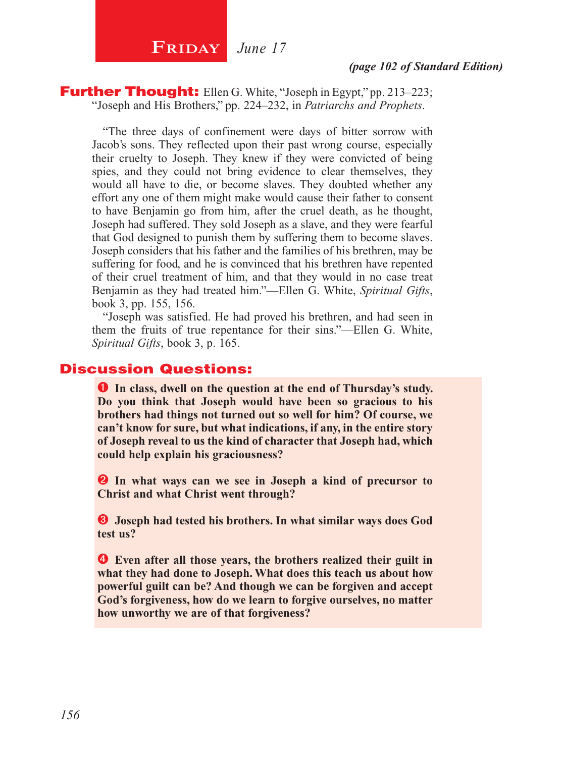## Friday *June 17*

*(page 102 of Standard Edition)*

**Further Thought:** Ellen G. White, "Joseph in Egypt," pp. 213–223; "Joseph and His Brothers," pp. 224–232, in *Patriarchs and Prophets*.

"The three days of confinement were days of bitter sorrow with Jacob's sons. They reflected upon their past wrong course, especially their cruelty to Joseph. They knew if they were convicted of being spies, and they could not bring evidence to clear themselves, they would all have to die, or become slaves. They doubted whether any effort any one of them might make would cause their father to consent to have Benjamin go from him, after the cruel death, as he thought, Joseph had suffered. They sold Joseph as a slave, and they were fearful that God designed to punish them by suffering them to become slaves. Joseph considers that his father and the families of his brethren, may be suffering for food, and he is convinced that his brethren have repented of their cruel treatment of him, and that they would in no case treat Benjamin as they had treated him."—Ellen G. White, *Spiritual Gifts*, book 3, pp. 155, 156.

"Joseph was satisfied. He had proved his brethren, and had seen in them the fruits of true repentance for their sins."—Ellen G. White, *Spiritual Gifts*, book 3, p. 165.

## Discussion Questions:

❶ **In class, dwell on the question at the end of Thursday's study. Do you think that Joseph would have been so gracious to his brothers had things not turned out so well for him? Of course, we can't know for sure, but what indications, if any, in the entire story of Joseph reveal to us the kind of character that Joseph had, which could help explain his graciousness?**

❷ **In what ways can we see in Joseph a kind of precursor to Christ and what Christ went through?**

❸ **Joseph had tested his brothers. In what similar ways does God test us?**

❹ **Even after all those years, the brothers realized their guilt in what they had done to Joseph. What does this teach us about how powerful guilt can be? And though we can be forgiven and accept God's forgiveness, how do we learn to forgive ourselves, no matter how unworthy we are of that forgiveness?**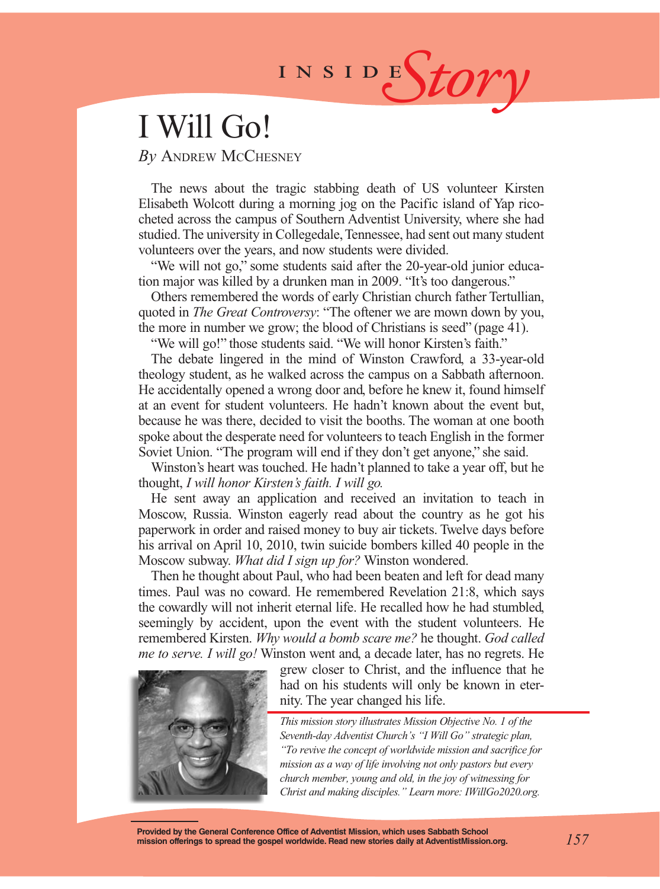INSIDE *Story*

# I Will Go!

*By* Andrew McChesney

The news about the tragic stabbing death of US volunteer Kirsten Elisabeth Wolcott during a morning jog on the Pacific island of Yap ricocheted across the campus of Southern Adventist University, where she had studied. The university in Collegedale, Tennessee, had sent out many student volunteers over the years, and now students were divided.

"We will not go," some students said after the 20-year-old junior education major was killed by a drunken man in 2009. "It's too dangerous."

Others remembered the words of early Christian church father Tertullian, quoted in *The Great Controversy*: "The oftener we are mown down by you, the more in number we grow; the blood of Christians is seed" (page 41).

"We will go!" those students said. "We will honor Kirsten's faith."

The debate lingered in the mind of Winston Crawford, a 33-year-old theology student, as he walked across the campus on a Sabbath afternoon. He accidentally opened a wrong door and, before he knew it, found himself at an event for student volunteers. He hadn't known about the event but, because he was there, decided to visit the booths. The woman at one booth spoke about the desperate need for volunteers to teach English in the former Soviet Union. "The program will end if they don't get anyone," she said.

Winston's heart was touched. He hadn't planned to take a year off, but he thought, *I will honor Kirsten's faith. I will go.*

He sent away an application and received an invitation to teach in Moscow, Russia. Winston eagerly read about the country as he got his paperwork in order and raised money to buy air tickets. Twelve days before his arrival on April 10, 2010, twin suicide bombers killed 40 people in the Moscow subway. *What did I sign up for?* Winston wondered.

Then he thought about Paul, who had been beaten and left for dead many times. Paul was no coward. He remembered Revelation 21:8, which says the cowardly will not inherit eternal life. He recalled how he had stumbled, seemingly by accident, upon the event with the student volunteers. He remembered Kirsten. *Why would a bomb scare me?* he thought. *God called me to serve. I will go!* Winston went and, a decade later, has no regrets. He grew closer to Christ, and the influence that he had on his students will only be known in eternity. The year changed his life.

*This mission story illustrates Mission Objective No. 1 of the Seventh-day Adventist Church's "I Will Go" strategic plan, "To revive the concept of worldwide mission and sacrifice for mission as a way of life involving not only pastors but every church member, young and old, in the joy of witnessing for Christ and making disciples." Learn more: IWillGo2020.org.*

**Provided by the General Conference Office of Adventist Mission, which uses Sabbath School mission offerings to spread the gospel worldwide. Read new stories daily at AdventistMission.org.**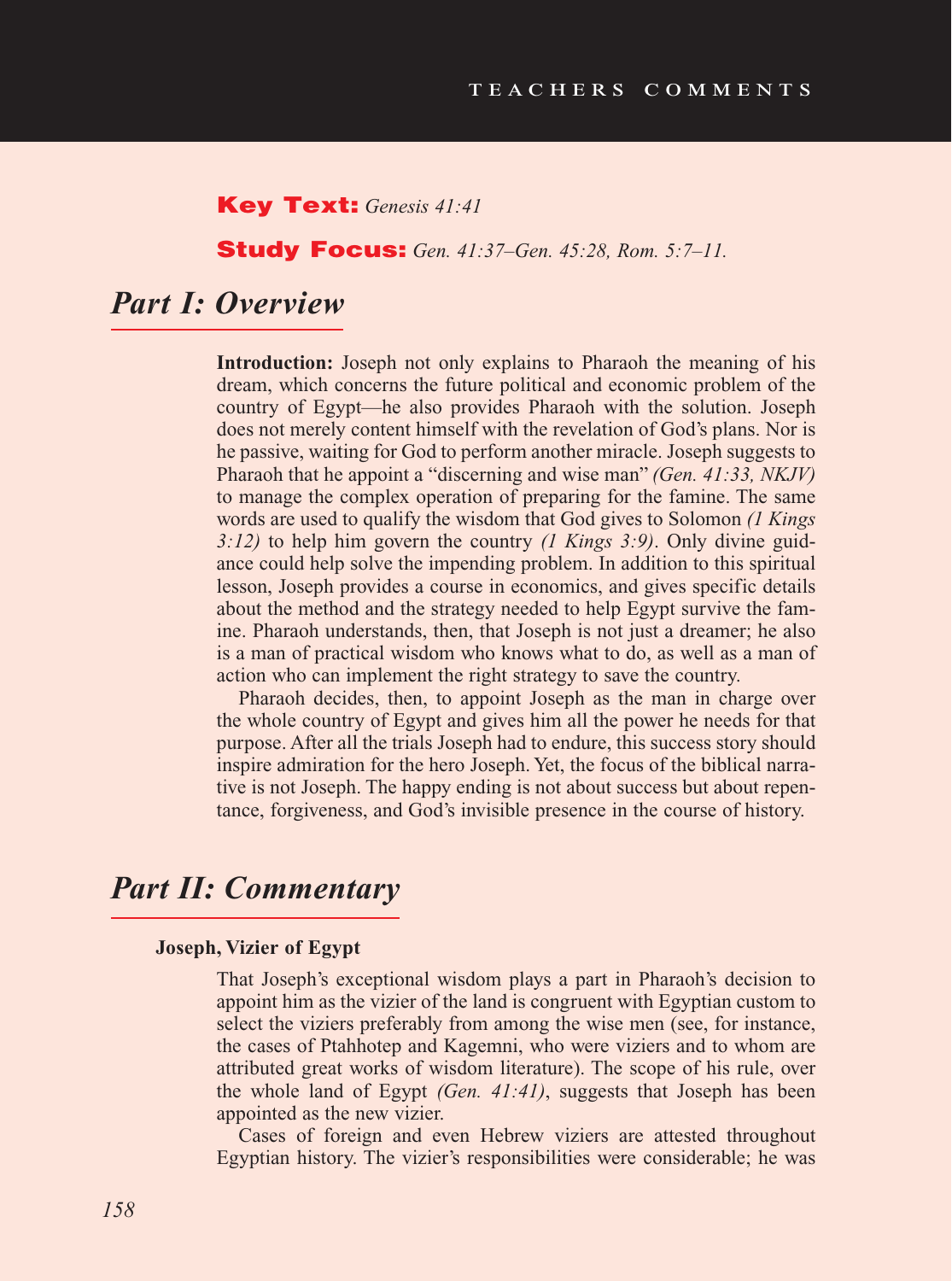Key Text: *Genesis 41:41*

Study Focus: *Gen. 41:37–Gen. 45:28, Rom. 5:7–11.*

## Part I: Overview

**Introduction:** Joseph not only explains to Pharaoh the meaning of his dream, which concerns the future political and economic problem of the country of Egypt—he also provides Pharaoh with the solution. Joseph does not merely content himself with the revelation of God's plans. Nor is he passive, waiting for God to perform another miracle. Joseph suggests to Pharaoh that he appoint a "discerning and wise man" *(Gen. 41:33, NKJV)* to manage the complex operation of preparing for the famine. The same words are used to qualify the wisdom that God gives to Solomon *(1 Kings 3:12)* to help him govern the country *(1 Kings 3:9)*. Only divine guidance could help solve the impending problem. In addition to this spiritual lesson, Joseph provides a course in economics, and gives specific details about the method and the strategy needed to help Egypt survive the famine. Pharaoh understands, then, that Joseph is not just a dreamer; he also is a man of practical wisdom who knows what to do, as well as a man of action who can implement the right strategy to save the country.

Pharaoh decides, then, to appoint Joseph as the man in charge over the whole country of Egypt and gives him all the power he needs for that purpose. After all the trials Joseph had to endure, this success story should inspire admiration for the hero Joseph. Yet, the focus of the biblical narrative is not Joseph. The happy ending is not about success but about repentance, forgiveness, and God's invisible presence in the course of history.

## Part II: Commentary

### Joseph, Vizier of Egypt

That Joseph's exceptional wisdom plays a part in Pharaoh's decision to appoint him as the vizier of the land is congruent with Egyptian custom to select the viziers preferably from among the wise men (see, for instance, the cases of Ptahhotep and Kagemni, who were viziers and to whom are attributed great works of wisdom literature). The scope of his rule, over the whole land of Egypt *(Gen. 41:41)*, suggests that Joseph has been appointed as the new vizier.

Cases of foreign and even Hebrew viziers are attested throughout Egyptian history. The vizier's responsibilities were considerable; he was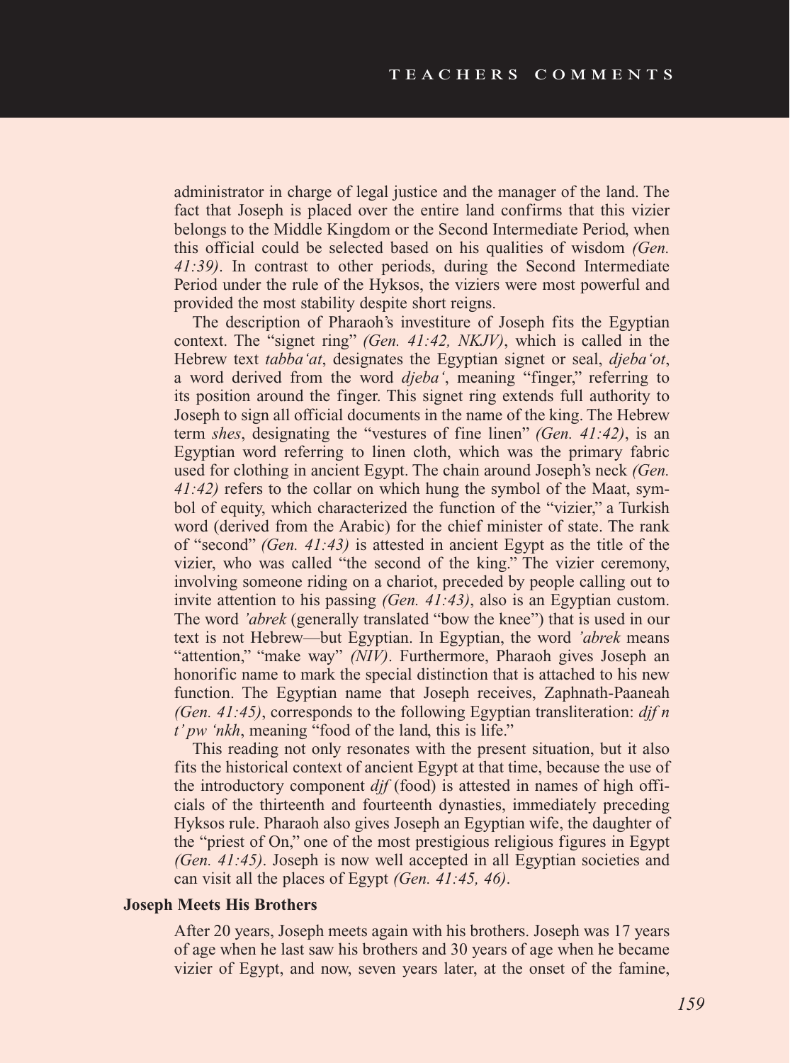administrator in charge of legal justice and the manager of the land. The fact that Joseph is placed over the entire land confirms that this vizier belongs to the Middle Kingdom or the Second Intermediate Period, when this official could be selected based on his qualities of wisdom *(Gen. 41:39)*. In contrast to other periods, during the Second Intermediate Period under the rule of the Hyksos, the viziers were most powerful and provided the most stability despite short reigns.

The description of Pharaoh's investiture of Joseph fits the Egyptian context. The "signet ring" *(Gen. 41:42, NKJV)*, which is called in the Hebrew text *tabba'at*, designates the Egyptian signet or seal, *djeba'ot*, a word derived from the word *djeba'*, meaning "finger," referring to its position around the finger. This signet ring extends full authority to Joseph to sign all official documents in the name of the king. The Hebrew term *shes*, designating the "vestures of fine linen" *(Gen. 41:42)*, is an Egyptian word referring to linen cloth, which was the primary fabric used for clothing in ancient Egypt. The chain around Joseph's neck *(Gen. 41:42)* refers to the collar on which hung the symbol of the Maat, symbol of equity, which characterized the function of the "vizier," a Turkish word (derived from the Arabic) for the chief minister of state. The rank of "second" *(Gen. 41:43)* is attested in ancient Egypt as the title of the vizier, who was called "the second of the king." The vizier ceremony, involving someone riding on a chariot, preceded by people calling out to invite attention to his passing *(Gen. 41:43)*, also is an Egyptian custom. The word *'abrek* (generally translated "bow the knee") that is used in our text is not Hebrew—but Egyptian. In Egyptian, the word *'abrek* means "attention," "make way" *(NIV)*. Furthermore, Pharaoh gives Joseph an honorific name to mark the special distinction that is attached to his new function. The Egyptian name that Joseph receives, Zaphnath-Paaneah *(Gen. 41:45)*, corresponds to the following Egyptian transliteration: *djf n t' pw 'nkh*, meaning "food of the land, this is life."

This reading not only resonates with the present situation, but it also fits the historical context of ancient Egypt at that time, because the use of the introductory component *djf* (food) is attested in names of high officials of the thirteenth and fourteenth dynasties, immediately preceding Hyksos rule. Pharaoh also gives Joseph an Egyptian wife, the daughter of the "priest of On," one of the most prestigious religious figures in Egypt *(Gen. 41:45)*. Joseph is now well accepted in all Egyptian societies and can visit all the places of Egypt *(Gen. 41:45, 46)*.

**Joseph Meets His Brothers**

After 20 years, Joseph meets again with his brothers. Joseph was 17 years of age when he last saw his brothers and 30 years of age when he became vizier of Egypt, and now, seven years later, at the onset of the famine,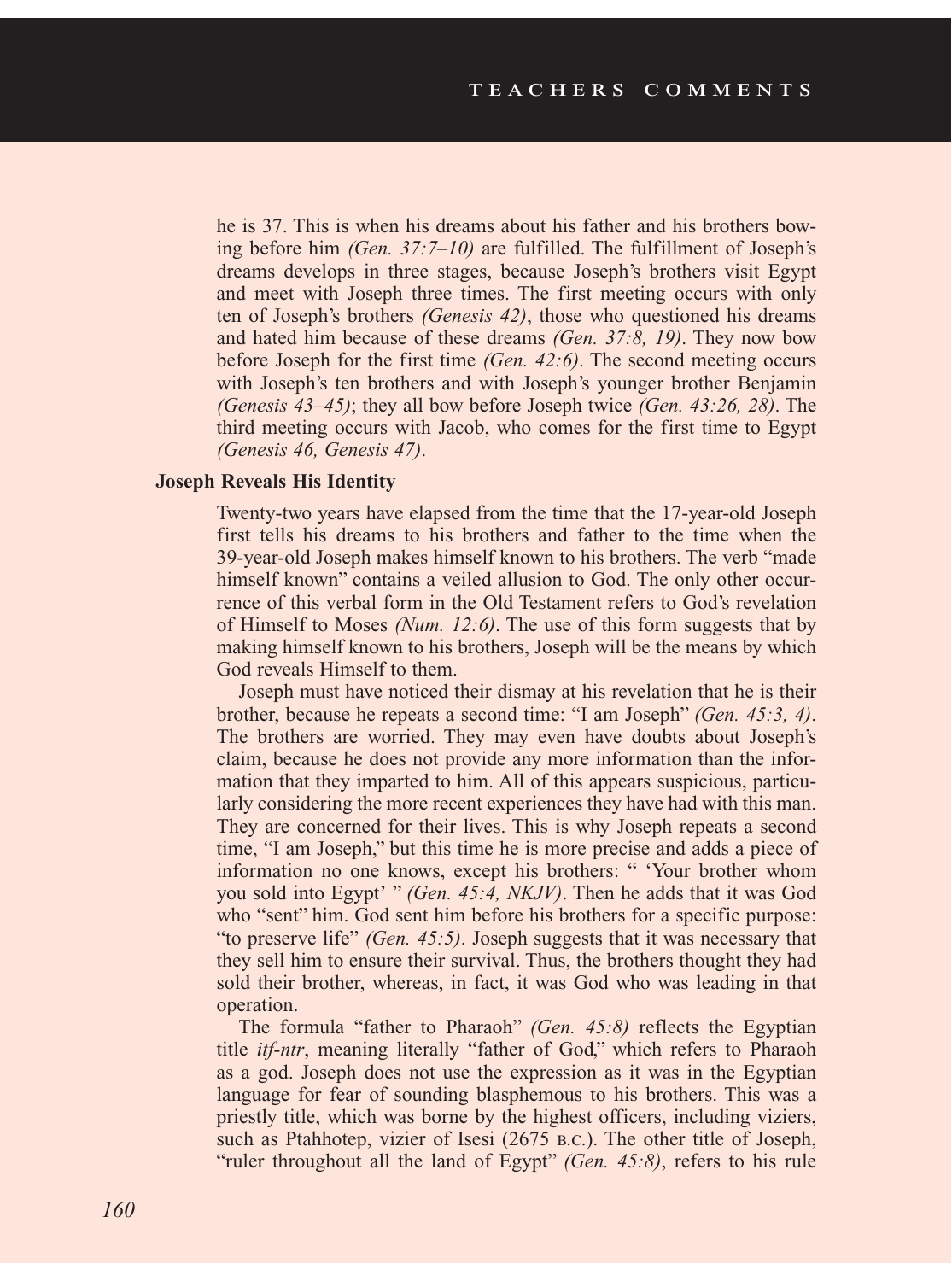he is 37. This is when his dreams about his father and his brothers bowing before him *(Gen. 37:7–10)* are fulfilled. The fulfillment of Joseph's dreams develops in three stages, because Joseph's brothers visit Egypt and meet with Joseph three times. The first meeting occurs with only ten of Joseph's brothers *(Genesis 42)*, those who questioned his dreams and hated him because of these dreams *(Gen. 37:8, 19)*. They now bow before Joseph for the first time *(Gen. 42:6)*. The second meeting occurs with Joseph's ten brothers and with Joseph's younger brother Benjamin *(Genesis 43–45)*; they all bow before Joseph twice *(Gen. 43:26, 28)*. The third meeting occurs with Jacob, who comes for the first time to Egypt *(Genesis 46, Genesis 47)*.

**Joseph Reveals His Identity**

Twenty-two years have elapsed from the time that the 17-year-old Joseph first tells his dreams to his brothers and father to the time when the 39-year-old Joseph makes himself known to his brothers. The verb "made himself known" contains a veiled allusion to God. The only other occurrence of this verbal form in the Old Testament refers to God's revelation of Himself to Moses *(Num. 12:6)*. The use of this form suggests that by making himself known to his brothers, Joseph will be the means by which God reveals Himself to them.

Joseph must have noticed their dismay at his revelation that he is their brother, because he repeats a second time: "I am Joseph" *(Gen. 45:3, 4)*. The brothers are worried. They may even have doubts about Joseph's claim, because he does not provide any more information than the information that they imparted to him. All of this appears suspicious, particularly considering the more recent experiences they have had with this man. They are concerned for their lives. This is why Joseph repeats a second time, "I am Joseph," but this time he is more precise and adds a piece of information no one knows, except his brothers: " 'Your brother whom you sold into Egypt' " *(Gen. 45:4, NKJV)*. Then he adds that it was God who "sent" him. God sent him before his brothers for a specific purpose: "to preserve life" *(Gen. 45:5)*. Joseph suggests that it was necessary that they sell him to ensure their survival. Thus, the brothers thought they had sold their brother, whereas, in fact, it was God who was leading in that operation.

The formula "father to Pharaoh" *(Gen. 45:8)* reflects the Egyptian title *itf-ntr*, meaning literally "father of God," which refers to Pharaoh as a god. Joseph does not use the expression as it was in the Egyptian language for fear of sounding blasphemous to his brothers. This was a priestly title, which was borne by the highest officers, including viziers, such as Ptahhotep, vizier of Isesi (2675 B.C.). The other title of Joseph, "ruler throughout all the land of Egypt" *(Gen. 45:8)*, refers to his rule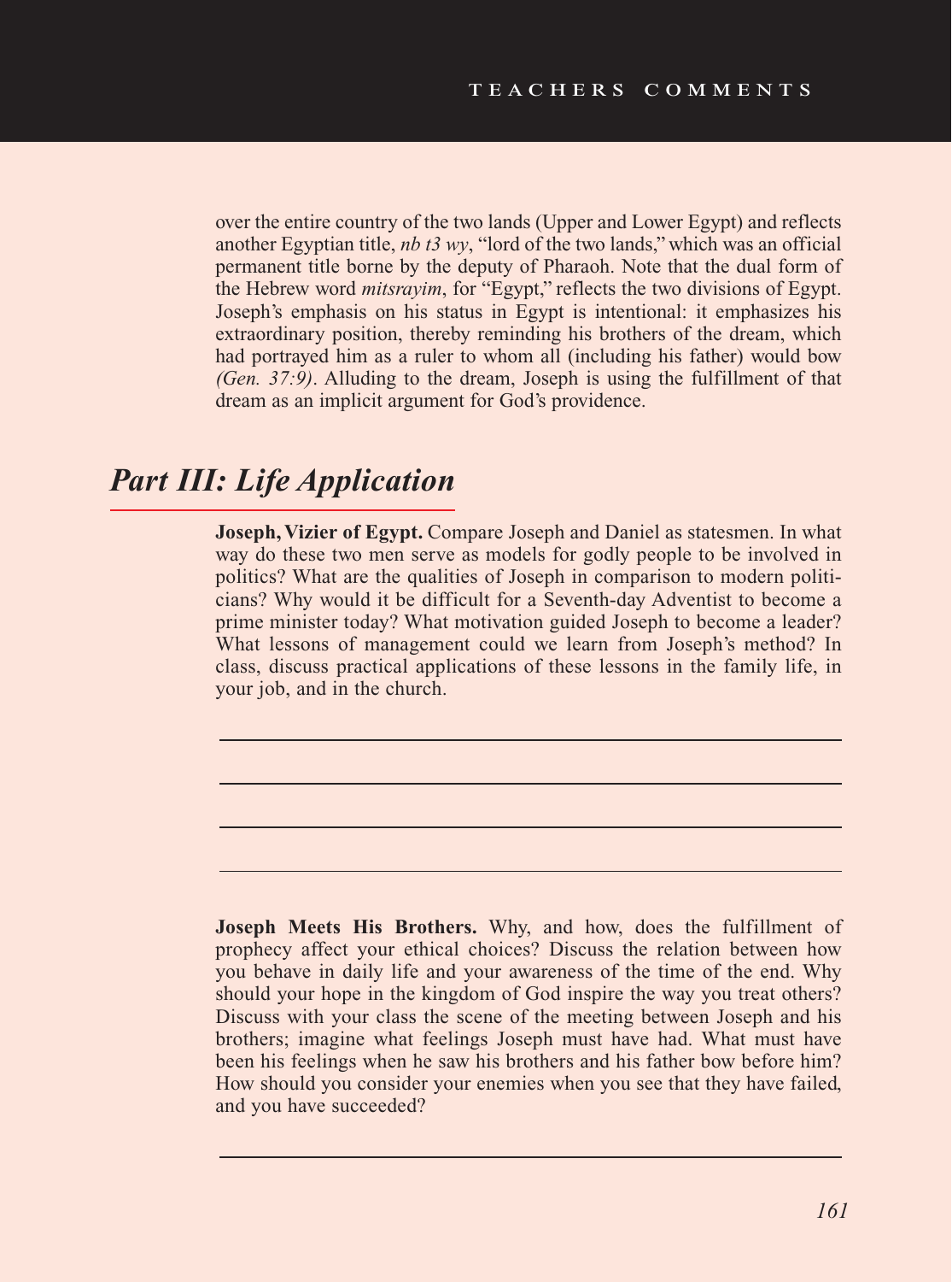over the entire country of the two lands (Upper and Lower Egypt) and reflects another Egyptian title, *nb t3 wy*, "lord of the two lands," which was an official permanent title borne by the deputy of Pharaoh. Note that the dual form of the Hebrew word *mitsrayim*, for "Egypt," reflects the two divisions of Egypt. Joseph's emphasis on his status in Egypt is intentional: it emphasizes his extraordinary position, thereby reminding his brothers of the dream, which had portrayed him as a ruler to whom all (including his father) would bow *(Gen. 37:9)*. Alluding to the dream, Joseph is using the fulfillment of that dream as an implicit argument for God's providence.

## *Part III: Life Application*

**Joseph, Vizier of Egypt.** Compare Joseph and Daniel as statesmen. In what way do these two men serve as models for godly people to be involved in politics? What are the qualities of Joseph in comparison to modern politicians? Why would it be difficult for a Seventh-day Adventist to become a prime minister today? What motivation guided Joseph to become a leader? What lessons of management could we learn from Joseph's method? In class, discuss practical applications of these lessons in the family life, in your job, and in the church.

**Joseph Meets His Brothers.** Why, and how, does the fulfillment of prophecy affect your ethical choices? Discuss the relation between how you behave in daily life and your awareness of the time of the end. Why should your hope in the kingdom of God inspire the way you treat others? Discuss with your class the scene of the meeting between Joseph and his brothers; imagine what feelings Joseph must have had. What must have been his feelings when he saw his brothers and his father bow before him? How should you consider your enemies when you see that they have failed, and you have succeeded?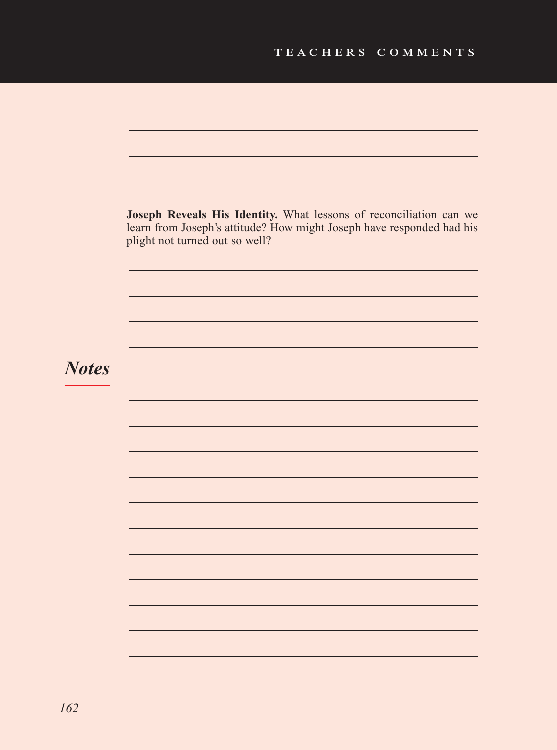**Joseph Reveals His Identity.** What lessons of reconciliation can we learn from Joseph's attitude? How might Joseph have responded had his plight not turned out so well?

## *Notes*